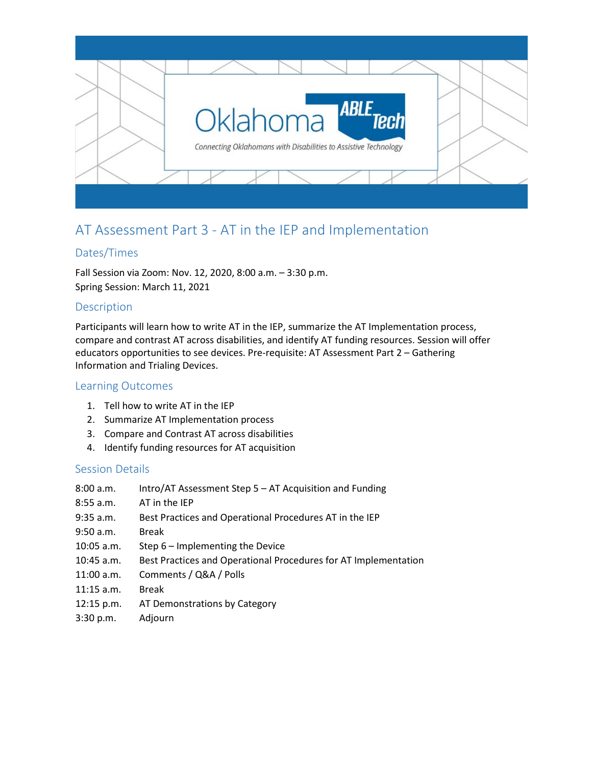Oklahoma ABLE Tech

Connecting Oklahomans with Disabilities to Assistive Technology

# AT Assessment Part 3 - AT in the IEP and Implementation

## Dates/Times

Fall Session via Zoom: Nov. 12, 2020, 8:00 a.m. – 3:30 p.m.
Spring Session: March 11, 2021

## Description

Participants will learn how to write AT in the IEP, summarize the AT Implementation process, compare and contrast AT across disabilities, and identify AT funding resources. Session will offer educators opportunities to see devices. Pre-requisite: AT Assessment Part 2 – Gathering Information and Trialing Devices.

## Learning Outcomes

1. Tell how to write AT in the IEP
2. Summarize AT Implementation process
3. Compare and Contrast AT across disabilities
4. Identify funding resources for AT acquisition

## Session Details

| | |
|---|---|
| 8:00 a.m. | Intro/AT Assessment Step 5 – AT Acquisition and Funding |
| 8:55 a.m. | AT in the IEP |
| 9:35 a.m. | Best Practices and Operational Procedures AT in the IEP |
| 9:50 a.m. | Break |
| 10:05 a.m. | Step 6 – Implementing the Device |
| 10:45 a.m. | Best Practices and Operational Procedures for AT Implementation |
| 11:00 a.m. | Comments / Q&A / Polls |
| 11:15 a.m. | Break |
| 12:15 p.m. | AT Demonstrations by Category |
| 3:30 p.m. | Adjourn |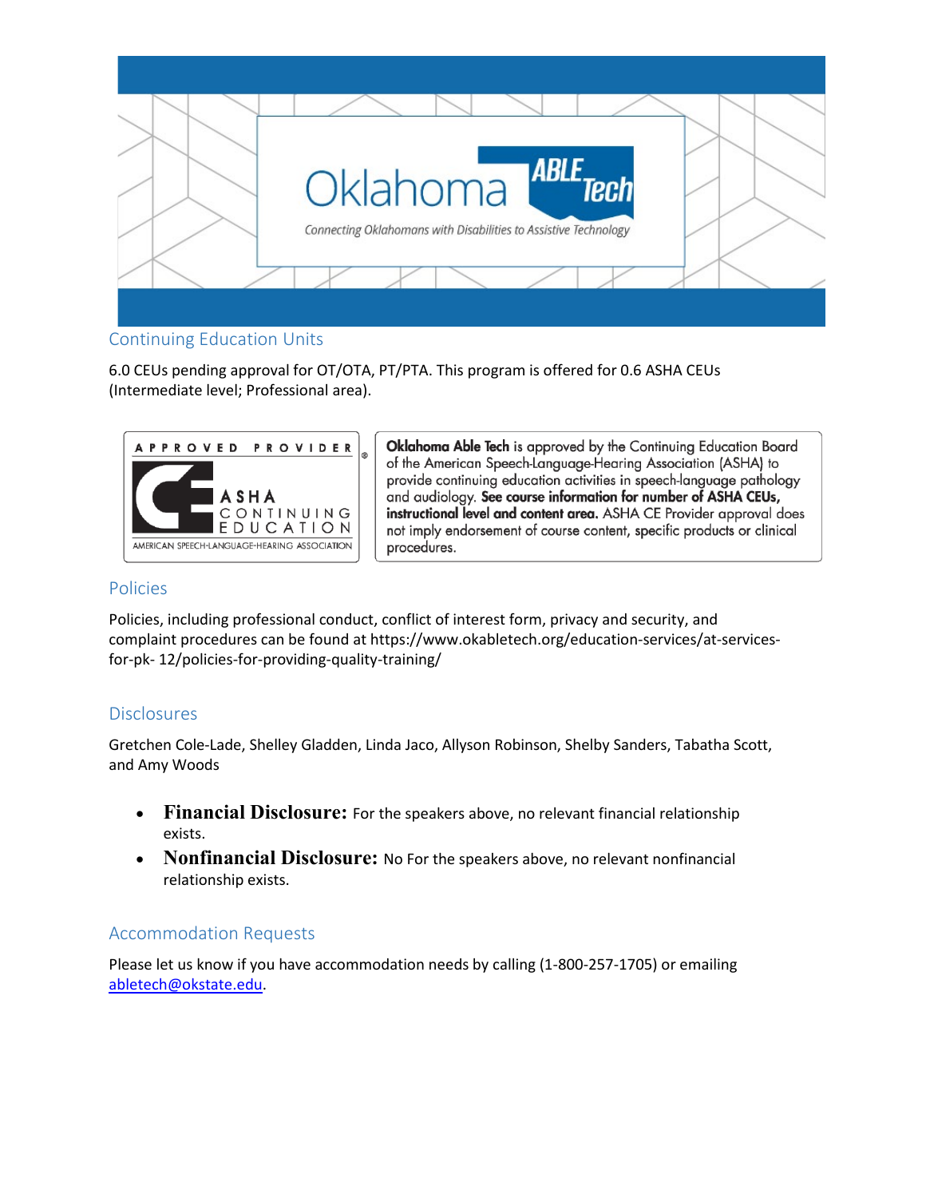Oklahoma ABLE Tech

Connecting Oklahomans with Disabilities to Assistive Technology

## Continuing Education Units

6.0 CEUs pending approval for OT/OTA, PT/PTA. This program is offered for 0.6 ASHA CEUs (Intermediate level; Professional area).

APPROVED PROVIDER

ASHA CONTINUING EDUCATION

AMERICAN SPEECH-LANGUAGE-HEARING ASSOCIATION

**Oklahoma Able Tech** is approved by the Continuing Education Board of the American Speech-Language-Hearing Association (ASHA) to provide continuing education activities in speech-language pathology and audiology. **See course information for number of ASHA CEUs, instructional level and content area.** ASHA CE Provider approval does not imply endorsement of course content, specific products or clinical procedures.

## Policies

Policies, including professional conduct, conflict of interest form, privacy and security, and complaint procedures can be found at https://www.okabletech.org/education-services/at-services-for-pk- 12/policies-for-providing-quality-training/

## Disclosures

Gretchen Cole-Lade, Shelley Gladden, Linda Jaco, Allyson Robinson, Shelby Sanders, Tabatha Scott, and Amy Woods

- **Financial Disclosure:** For the speakers above, no relevant financial relationship exists.
- **Nonfinancial Disclosure:** No For the speakers above, no relevant nonfinancial relationship exists.

## Accommodation Requests

Please let us know if you have accommodation needs by calling (1-800-257-1705) or emailing ableteh@okstate.edu.